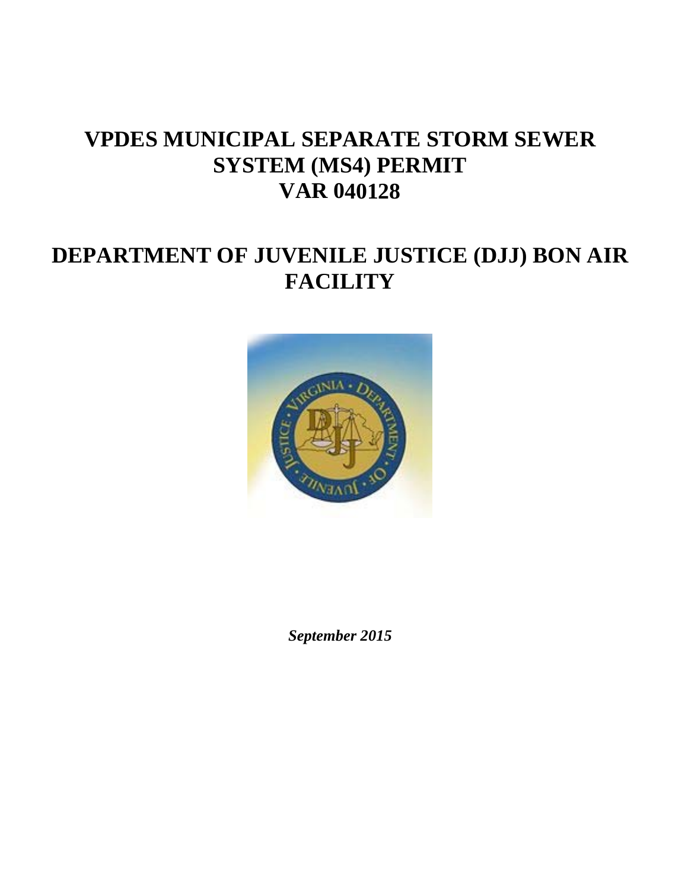# VPDES MUNICIPAL SEPARATE STORM SEWER SYSTEM (MS4) PERMIT VAR 040128

# DEPARTMENT OF JUVENILE JUSTICE (DJJ) BON AIR FACILITY

***September 2015***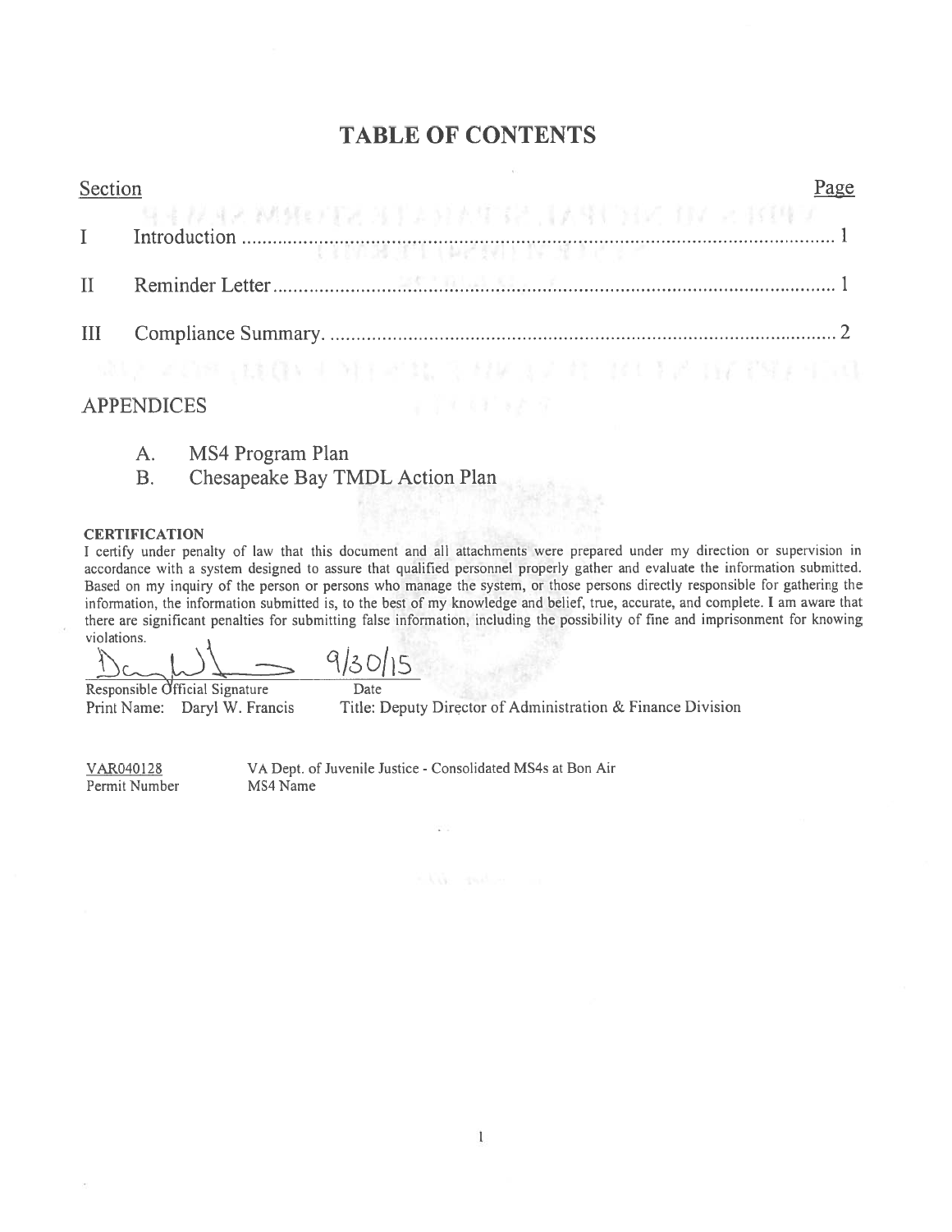# TABLE OF CONTENTS

| Section | | Page |
|---|---|---|
| I | Introduction | 1 |
| II | Reminder Letter | 1 |
| III | Compliance Summary. | 2 |

## APPENDICES

A. MS4 Program Plan
B. Chesapeake Bay TMDL Action Plan

**CERTIFICATION**

I certify under penalty of law that this document and all attachments were prepared under my direction or supervision in accordance with a system designed to assure that qualified personnel properly gather and evaluate the information submitted. Based on my inquiry of the person or persons who manage the system, or those persons directly responsible for gathering the information, the information submitted is, to the best of my knowledge and belief, true, accurate, and complete. I am aware that there are significant penalties for submitting false information, including the possibility of fine and imprisonment for knowing violations.

Responsible Official Signature — Date: 9/30/15

Print Name: Daryl W. Francis — Title: Deputy Director of Administration & Finance Division

VAR040128 — Permit Number

VA Dept. of Juvenile Justice - Consolidated MS4s at Bon Air — MS4 Name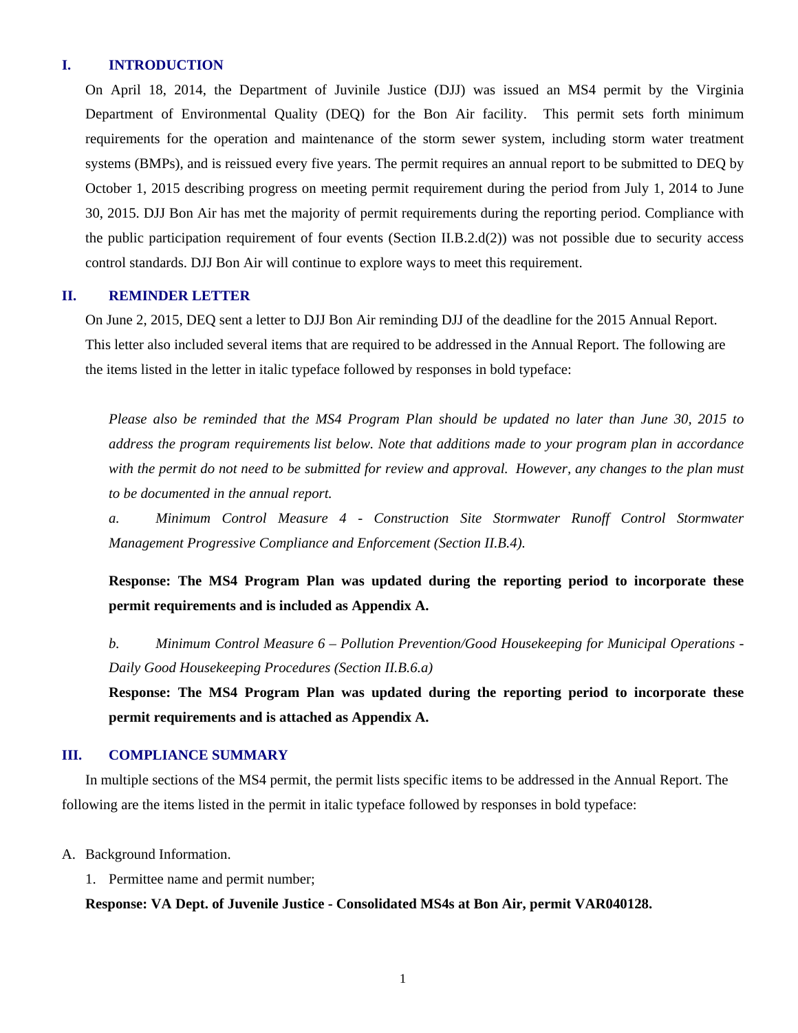## I. INTRODUCTION

On April 18, 2014, the Department of Juvinile Justice (DJJ) was issued an MS4 permit by the Virginia Department of Environmental Quality (DEQ) for the Bon Air facility. This permit sets forth minimum requirements for the operation and maintenance of the storm sewer system, including storm water treatment systems (BMPs), and is reissued every five years. The permit requires an annual report to be submitted to DEQ by October 1, 2015 describing progress on meeting permit requirement during the period from July 1, 2014 to June 30, 2015. DJJ Bon Air has met the majority of permit requirements during the reporting period. Compliance with the public participation requirement of four events (Section II.B.2.d(2)) was not possible due to security access control standards. DJJ Bon Air will continue to explore ways to meet this requirement.

## II. REMINDER LETTER

On June 2, 2015, DEQ sent a letter to DJJ Bon Air reminding DJJ of the deadline for the 2015 Annual Report. This letter also included several items that are required to be addressed in the Annual Report. The following are the items listed in the letter in italic typeface followed by responses in bold typeface:

*Please also be reminded that the MS4 Program Plan should be updated no later than June 30, 2015 to address the program requirements list below. Note that additions made to your program plan in accordance with the permit do not need to be submitted for review and approval. However, any changes to the plan must to be documented in the annual report.*

*a. Minimum Control Measure 4 - Construction Site Stormwater Runoff Control Stormwater Management Progressive Compliance and Enforcement (Section II.B.4).*

**Response: The MS4 Program Plan was updated during the reporting period to incorporate these permit requirements and is included as Appendix A.**

*b. Minimum Control Measure 6 – Pollution Prevention/Good Housekeeping for Municipal Operations - Daily Good Housekeeping Procedures (Section II.B.6.a)*

**Response: The MS4 Program Plan was updated during the reporting period to incorporate these permit requirements and is attached as Appendix A.**

## III. COMPLIANCE SUMMARY

In multiple sections of the MS4 permit, the permit lists specific items to be addressed in the Annual Report. The following are the items listed in the permit in italic typeface followed by responses in bold typeface:

A. Background Information.

1. Permittee name and permit number;

**Response: VA Dept. of Juvenile Justice - Consolidated MS4s at Bon Air, permit VAR040128.**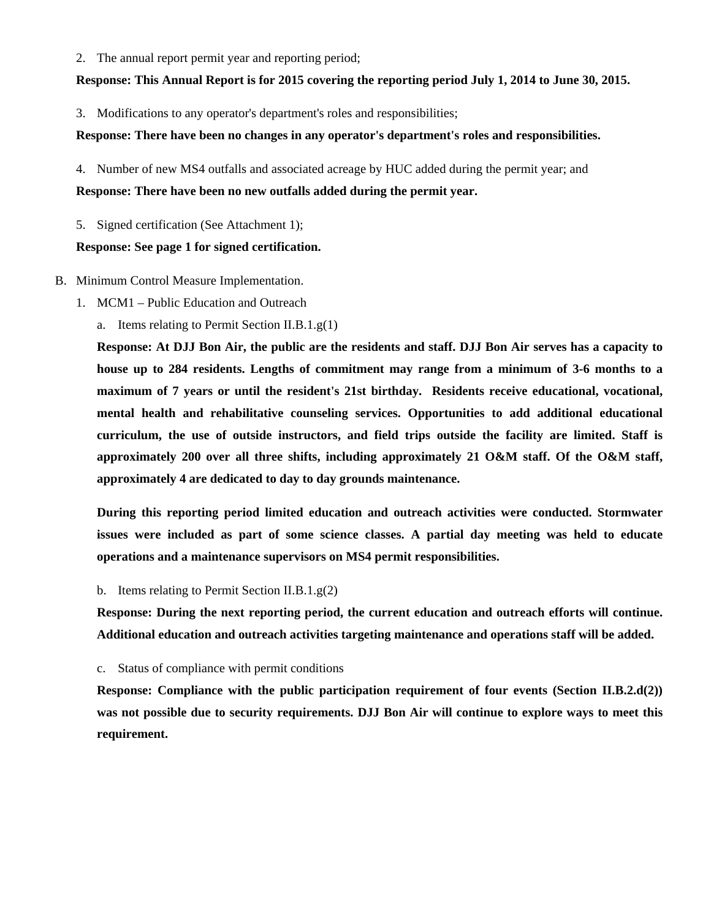2. The annual report permit year and reporting period;

**Response: This Annual Report is for 2015 covering the reporting period July 1, 2014 to June 30, 2015.**

3. Modifications to any operator's department's roles and responsibilities;

**Response: There have been no changes in any operator's department's roles and responsibilities.**

4. Number of new MS4 outfalls and associated acreage by HUC added during the permit year; and

**Response: There have been no new outfalls added during the permit year.**

5. Signed certification (See Attachment 1);

**Response: See page 1 for signed certification.**

B. Minimum Control Measure Implementation.

1. MCM1 – Public Education and Outreach

a. Items relating to Permit Section II.B.1.g(1)

**Response: At DJJ Bon Air, the public are the residents and staff. DJJ Bon Air serves has a capacity to house up to 284 residents. Lengths of commitment may range from a minimum of 3-6 months to a maximum of 7 years or until the resident's 21st birthday. Residents receive educational, vocational, mental health and rehabilitative counseling services. Opportunities to add additional educational curriculum, the use of outside instructors, and field trips outside the facility are limited. Staff is approximately 200 over all three shifts, including approximately 21 O&M staff. Of the O&M staff, approximately 4 are dedicated to day to day grounds maintenance.**

**During this reporting period limited education and outreach activities were conducted. Stormwater issues were included as part of some science classes. A partial day meeting was held to educate operations and a maintenance supervisors on MS4 permit responsibilities.**

b. Items relating to Permit Section II.B.1.g(2)

**Response: During the next reporting period, the current education and outreach efforts will continue. Additional education and outreach activities targeting maintenance and operations staff will be added.**

c. Status of compliance with permit conditions

**Response: Compliance with the public participation requirement of four events (Section II.B.2.d(2)) was not possible due to security requirements. DJJ Bon Air will continue to explore ways to meet this requirement.**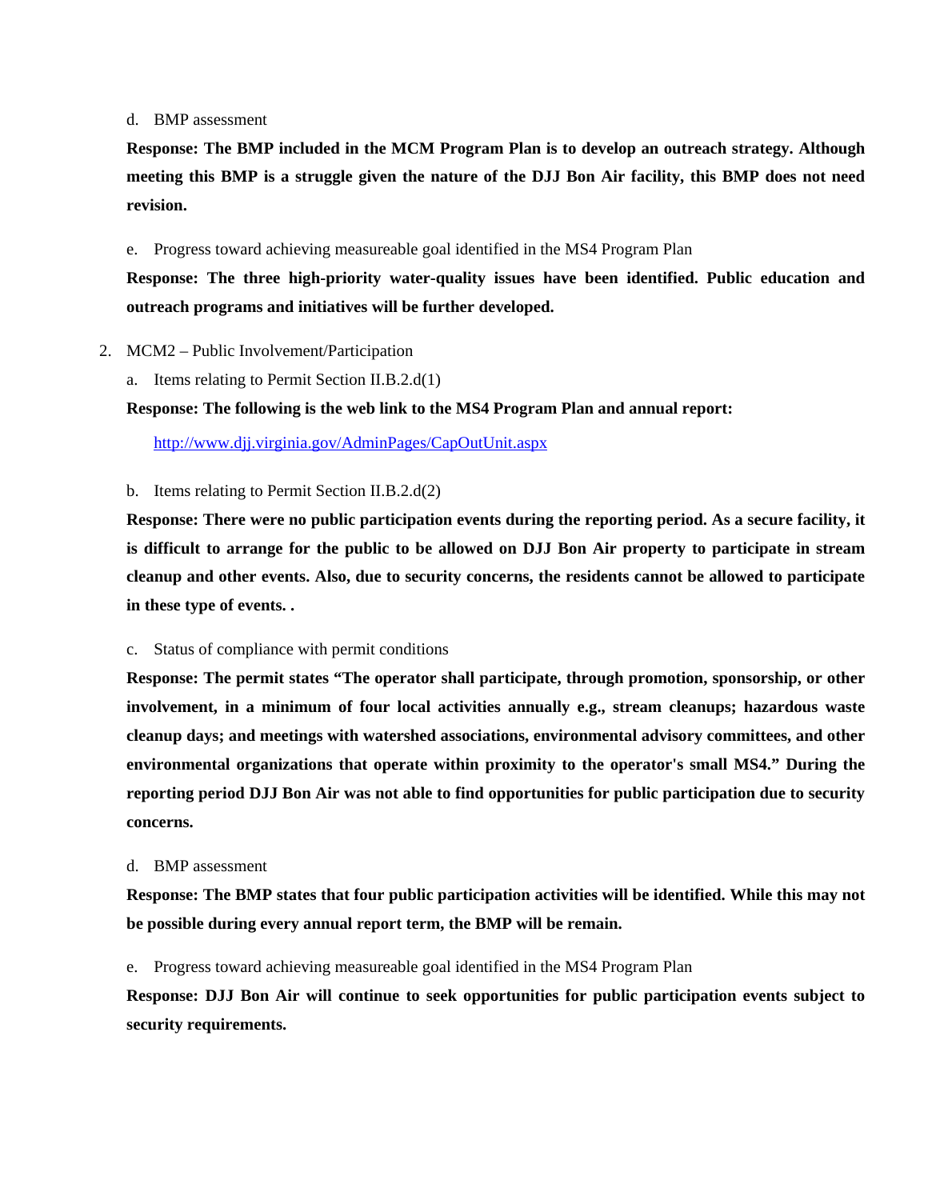d. BMP assessment

**Response: The BMP included in the MCM Program Plan is to develop an outreach strategy. Although meeting this BMP is a struggle given the nature of the DJJ Bon Air facility, this BMP does not need revision.**

e. Progress toward achieving measureable goal identified in the MS4 Program Plan

**Response: The three high-priority water-quality issues have been identified. Public education and outreach programs and initiatives will be further developed.**

2. MCM2 – Public Involvement/Participation

a. Items relating to Permit Section II.B.2.d(1)

**Response: The following is the web link to the MS4 Program Plan and annual report:**

http://www.djj.virginia.gov/AdminPages/CapOutUnit.aspx

b. Items relating to Permit Section II.B.2.d(2)

**Response: There were no public participation events during the reporting period. As a secure facility, it is difficult to arrange for the public to be allowed on DJJ Bon Air property to participate in stream cleanup and other events. Also, due to security concerns, the residents cannot be allowed to participate in these type of events. .**

c. Status of compliance with permit conditions

**Response: The permit states "The operator shall participate, through promotion, sponsorship, or other involvement, in a minimum of four local activities annually e.g., stream cleanups; hazardous waste cleanup days; and meetings with watershed associations, environmental advisory committees, and other environmental organizations that operate within proximity to the operator's small MS4." During the reporting period DJJ Bon Air was not able to find opportunities for public participation due to security concerns.**

d. BMP assessment

**Response: The BMP states that four public participation activities will be identified. While this may not be possible during every annual report term, the BMP will be remain.**

e. Progress toward achieving measureable goal identified in the MS4 Program Plan

**Response: DJJ Bon Air will continue to seek opportunities for public participation events subject to security requirements.**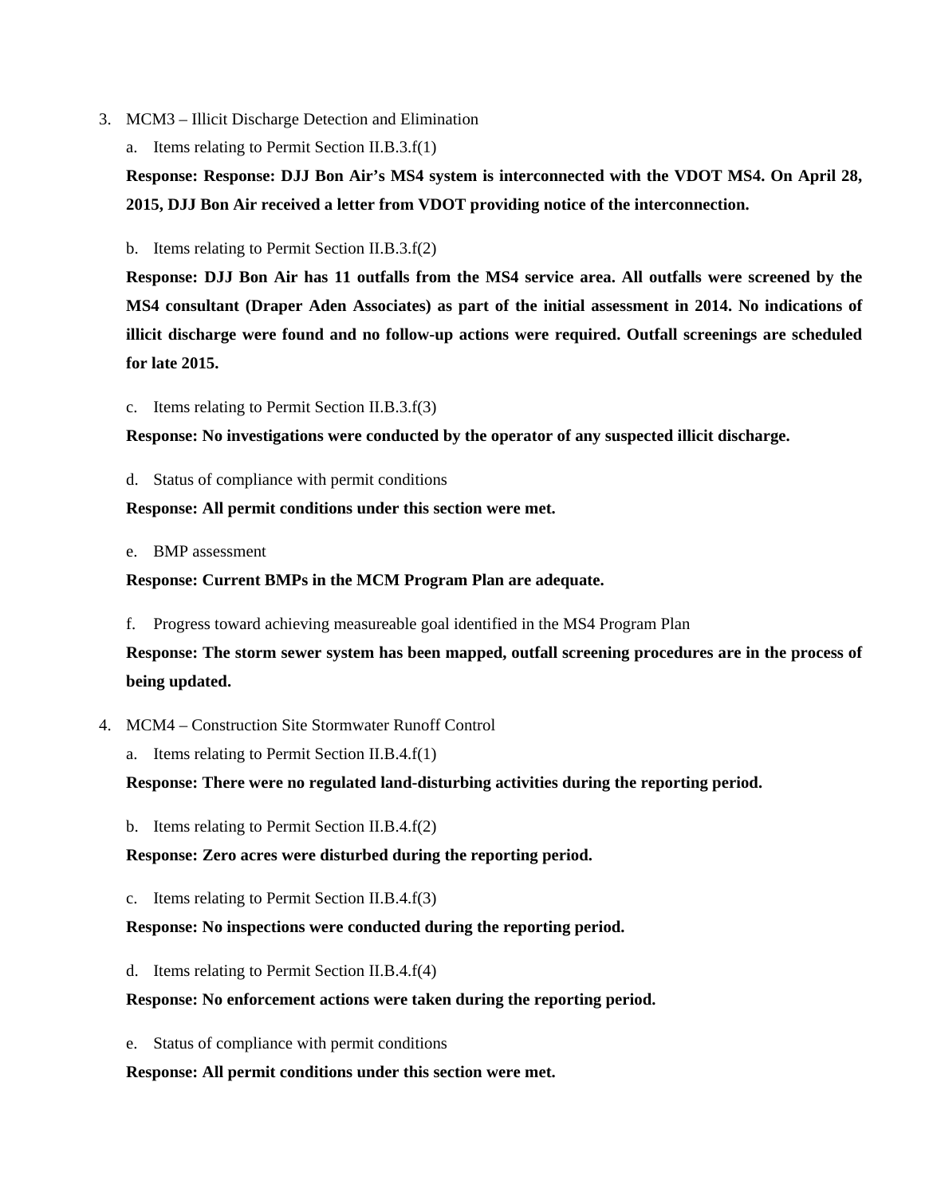3. MCM3 – Illicit Discharge Detection and Elimination

   a. Items relating to Permit Section II.B.3.f(1)

   **Response: Response: DJJ Bon Air's MS4 system is interconnected with the VDOT MS4. On April 28, 2015, DJJ Bon Air received a letter from VDOT providing notice of the interconnection.**

   b. Items relating to Permit Section II.B.3.f(2)

   **Response: DJJ Bon Air has 11 outfalls from the MS4 service area. All outfalls were screened by the MS4 consultant (Draper Aden Associates) as part of the initial assessment in 2014. No indications of illicit discharge were found and no follow-up actions were required. Outfall screenings are scheduled for late 2015.**

   c. Items relating to Permit Section II.B.3.f(3)

   **Response: No investigations were conducted by the operator of any suspected illicit discharge.**

   d. Status of compliance with permit conditions

   **Response: All permit conditions under this section were met.**

   e. BMP assessment

   **Response: Current BMPs in the MCM Program Plan are adequate.**

   f. Progress toward achieving measureable goal identified in the MS4 Program Plan

   **Response: The storm sewer system has been mapped, outfall screening procedures are in the process of being updated.**

4. MCM4 – Construction Site Stormwater Runoff Control

   a. Items relating to Permit Section II.B.4.f(1)

   **Response: There were no regulated land-disturbing activities during the reporting period.**

   b. Items relating to Permit Section II.B.4.f(2)

   **Response: Zero acres were disturbed during the reporting period.**

   c. Items relating to Permit Section II.B.4.f(3)

   **Response: No inspections were conducted during the reporting period.**

   d. Items relating to Permit Section II.B.4.f(4)

   **Response: No enforcement actions were taken during the reporting period.**

   e. Status of compliance with permit conditions

   **Response: All permit conditions under this section were met.**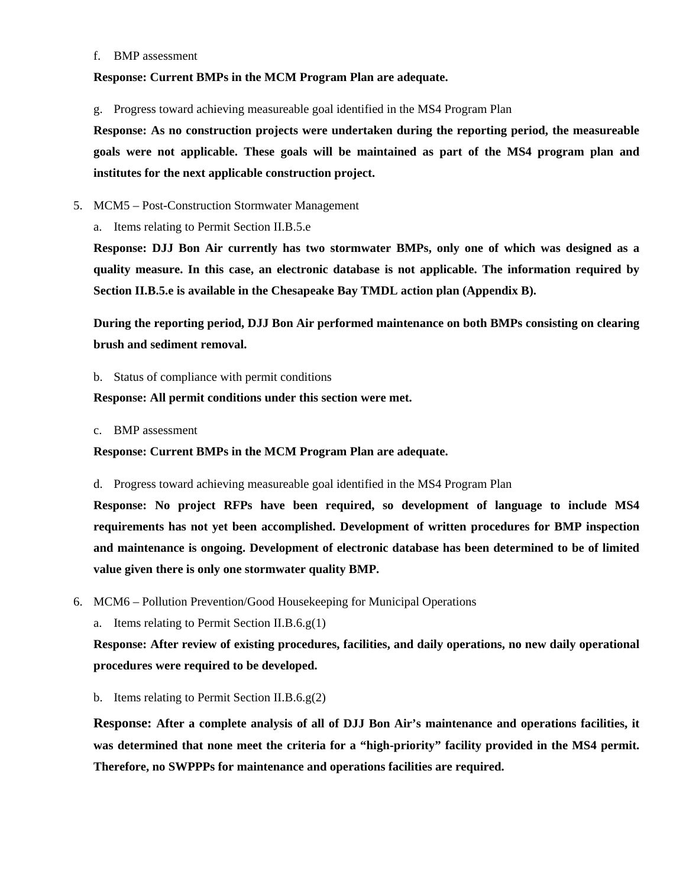f. BMP assessment

**Response: Current BMPs in the MCM Program Plan are adequate.**

g. Progress toward achieving measureable goal identified in the MS4 Program Plan

**Response: As no construction projects were undertaken during the reporting period, the measureable goals were not applicable. These goals will be maintained as part of the MS4 program plan and institutes for the next applicable construction project.**

5. MCM5 – Post-Construction Stormwater Management

a. Items relating to Permit Section II.B.5.e

**Response: DJJ Bon Air currently has two stormwater BMPs, only one of which was designed as a quality measure. In this case, an electronic database is not applicable. The information required by Section II.B.5.e is available in the Chesapeake Bay TMDL action plan (Appendix B).**

**During the reporting period, DJJ Bon Air performed maintenance on both BMPs consisting on clearing brush and sediment removal.**

b. Status of compliance with permit conditions

**Response: All permit conditions under this section were met.**

c. BMP assessment

**Response: Current BMPs in the MCM Program Plan are adequate.**

d. Progress toward achieving measureable goal identified in the MS4 Program Plan

**Response: No project RFPs have been required, so development of language to include MS4 requirements has not yet been accomplished. Development of written procedures for BMP inspection and maintenance is ongoing. Development of electronic database has been determined to be of limited value given there is only one stormwater quality BMP.**

6. MCM6 – Pollution Prevention/Good Housekeeping for Municipal Operations

a. Items relating to Permit Section II.B.6.g(1)

**Response: After review of existing procedures, facilities, and daily operations, no new daily operational procedures were required to be developed.**

b. Items relating to Permit Section II.B.6.g(2)

**Response: After a complete analysis of all of DJJ Bon Air's maintenance and operations facilities, it was determined that none meet the criteria for a "high-priority" facility provided in the MS4 permit. Therefore, no SWPPPs for maintenance and operations facilities are required.**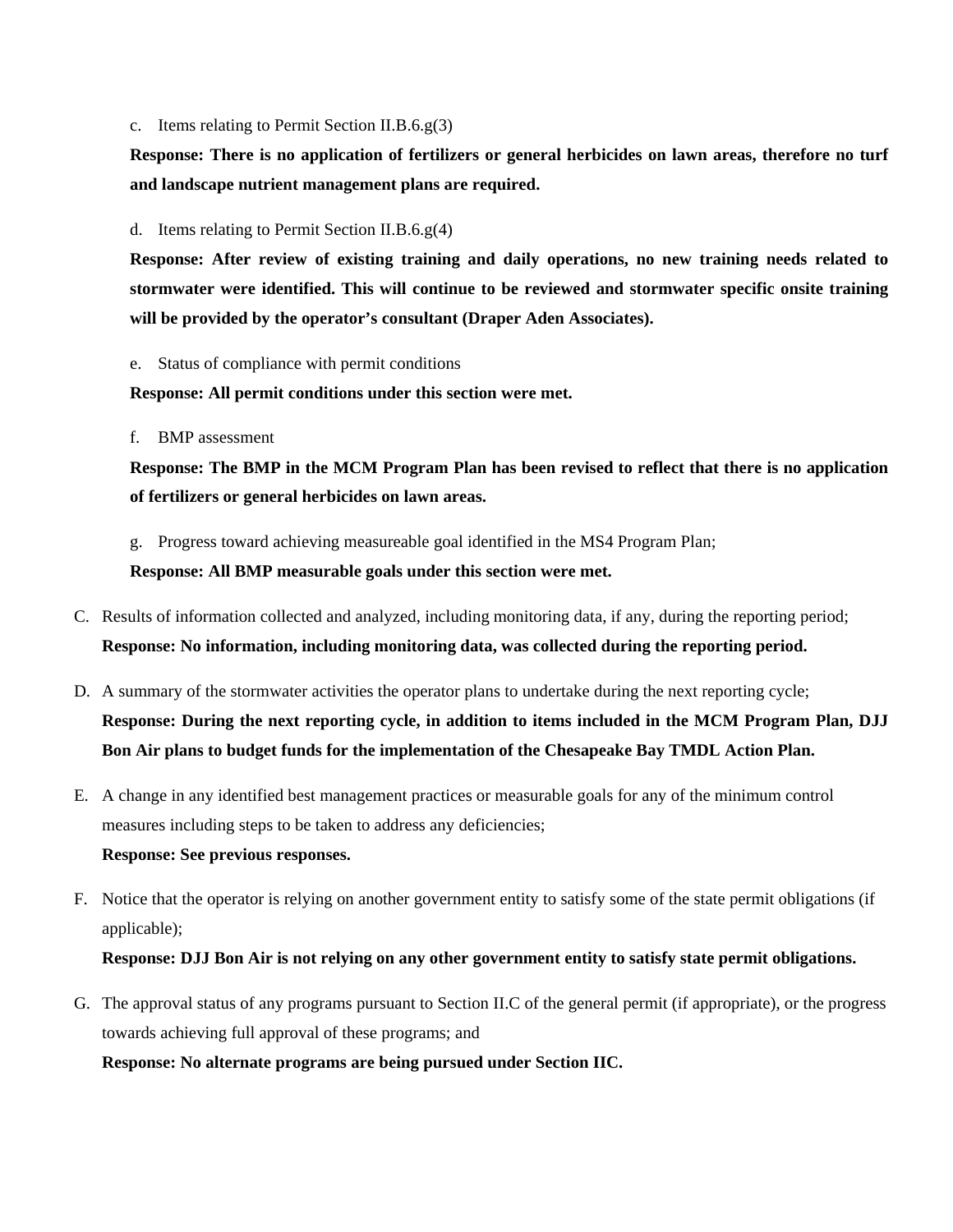c. Items relating to Permit Section II.B.6.g(3)

**Response: There is no application of fertilizers or general herbicides on lawn areas, therefore no turf and landscape nutrient management plans are required.**

d. Items relating to Permit Section II.B.6.g(4)

**Response: After review of existing training and daily operations, no new training needs related to stormwater were identified. This will continue to be reviewed and stormwater specific onsite training will be provided by the operator's consultant (Draper Aden Associates).**

e. Status of compliance with permit conditions

**Response: All permit conditions under this section were met.**

f. BMP assessment

**Response: The BMP in the MCM Program Plan has been revised to reflect that there is no application of fertilizers or general herbicides on lawn areas.**

g. Progress toward achieving measureable goal identified in the MS4 Program Plan;

**Response: All BMP measurable goals under this section were met.**

C. Results of information collected and analyzed, including monitoring data, if any, during the reporting period;

**Response: No information, including monitoring data, was collected during the reporting period.**

D. A summary of the stormwater activities the operator plans to undertake during the next reporting cycle;

**Response: During the next reporting cycle, in addition to items included in the MCM Program Plan, DJJ Bon Air plans to budget funds for the implementation of the Chesapeake Bay TMDL Action Plan.**

E. A change in any identified best management practices or measurable goals for any of the minimum control measures including steps to be taken to address any deficiencies;

**Response: See previous responses.**

F. Notice that the operator is relying on another government entity to satisfy some of the state permit obligations (if applicable);

**Response: DJJ Bon Air is not relying on any other government entity to satisfy state permit obligations.**

G. The approval status of any programs pursuant to Section II.C of the general permit (if appropriate), or the progress towards achieving full approval of these programs; and

**Response: No alternate programs are being pursued under Section IIC.**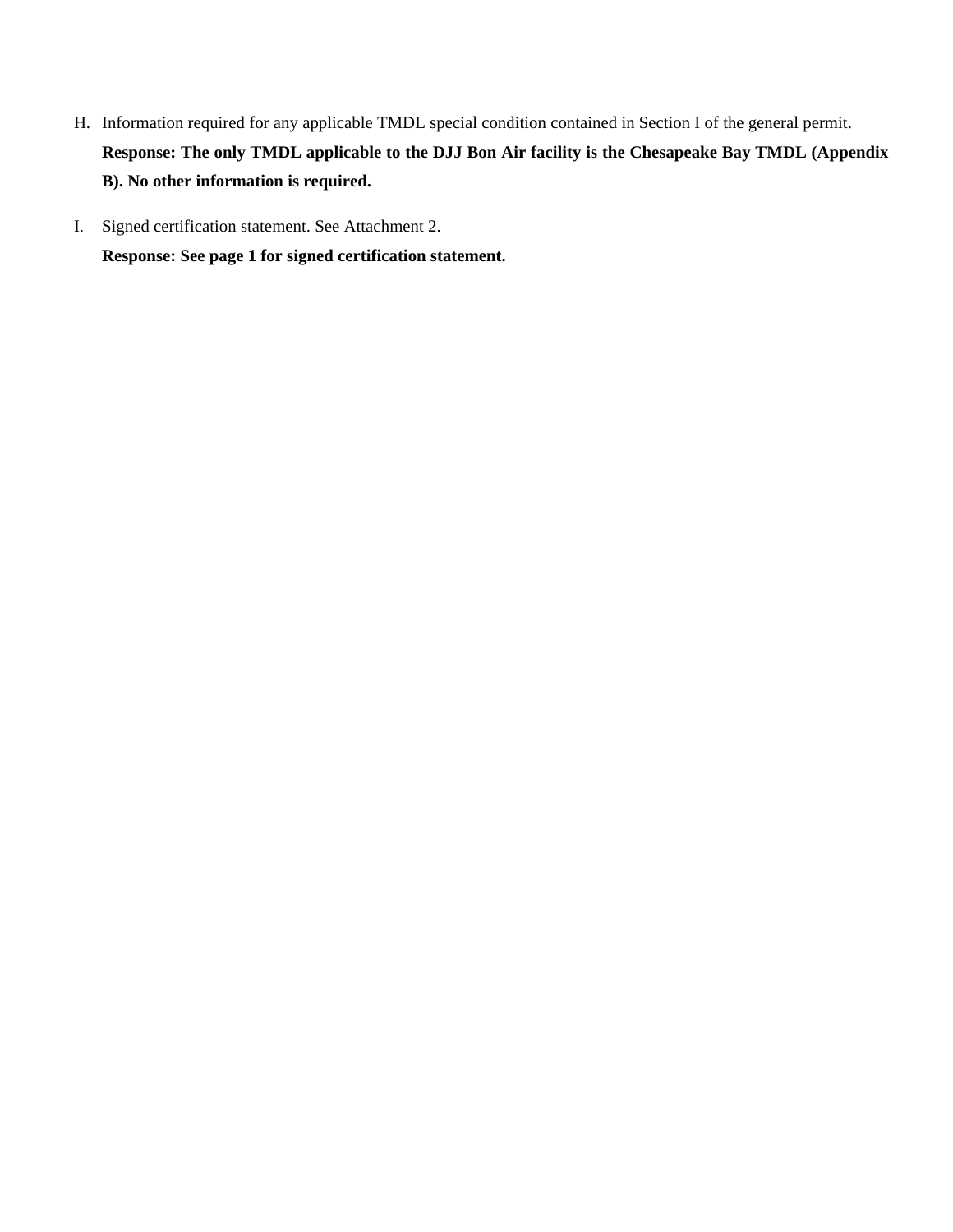H. Information required for any applicable TMDL special condition contained in Section I of the general permit.
   **Response: The only TMDL applicable to the DJJ Bon Air facility is the Chesapeake Bay TMDL (Appendix B). No other information is required.**

I. Signed certification statement. See Attachment 2.
   **Response: See page 1 for signed certification statement.**